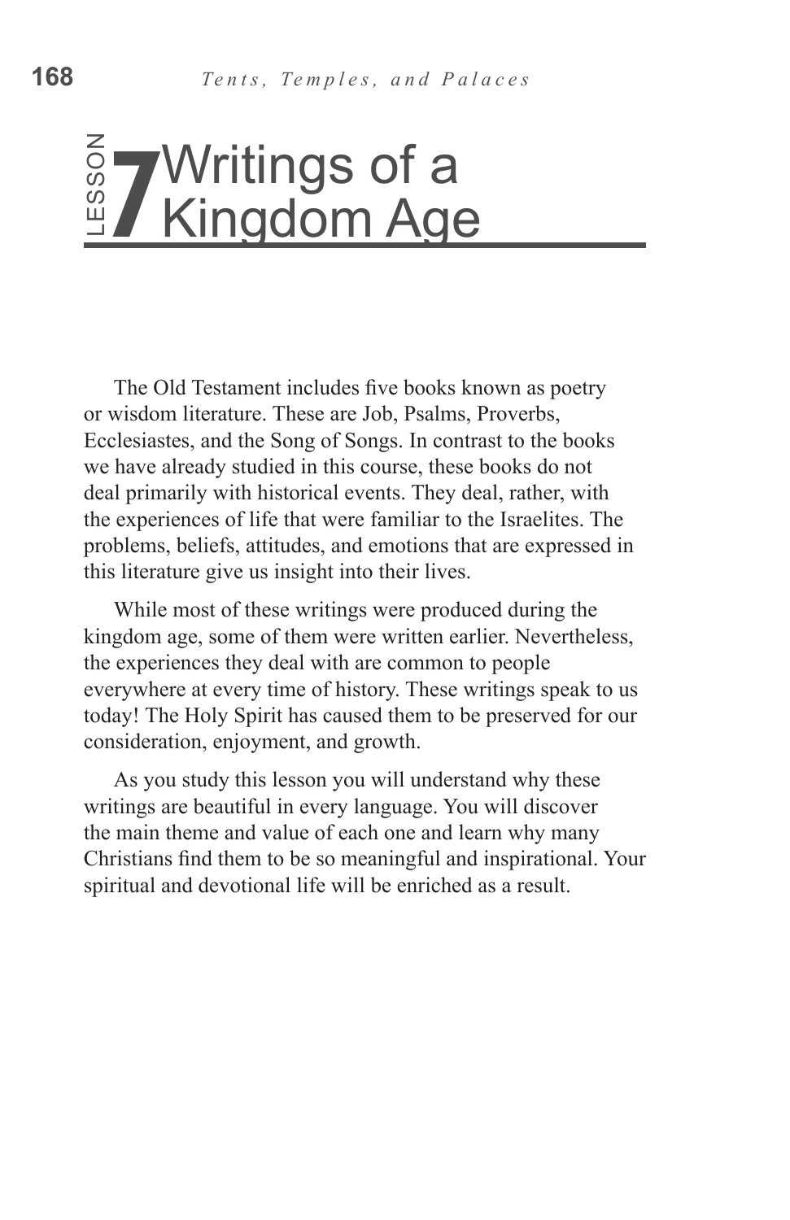# Lesson 7: Writings of a Kingdom Age

The Old Testament includes five books known as poetry or wisdom literature. These are Job, Psalms, Proverbs, Ecclesiastes, and the Song of Songs. In contrast to the books we have already studied in this course, these books do not deal primarily with historical events. They deal, rather, with the experiences of life that were familiar to the Israelites. The problems, beliefs, attitudes, and emotions that are expressed in this literature give us insight into their lives.

While most of these writings were produced during the kingdom age, some of them were written earlier. Nevertheless, the experiences they deal with are common to people everywhere at every time of history. These writings speak to us today! The Holy Spirit has caused them to be preserved for our consideration, enjoyment, and growth.

As you study this lesson you will understand why these writings are beautiful in every language. You will discover the main theme and value of each one and learn why many Christians find them to be so meaningful and inspirational. Your spiritual and devotional life will be enriched as a result.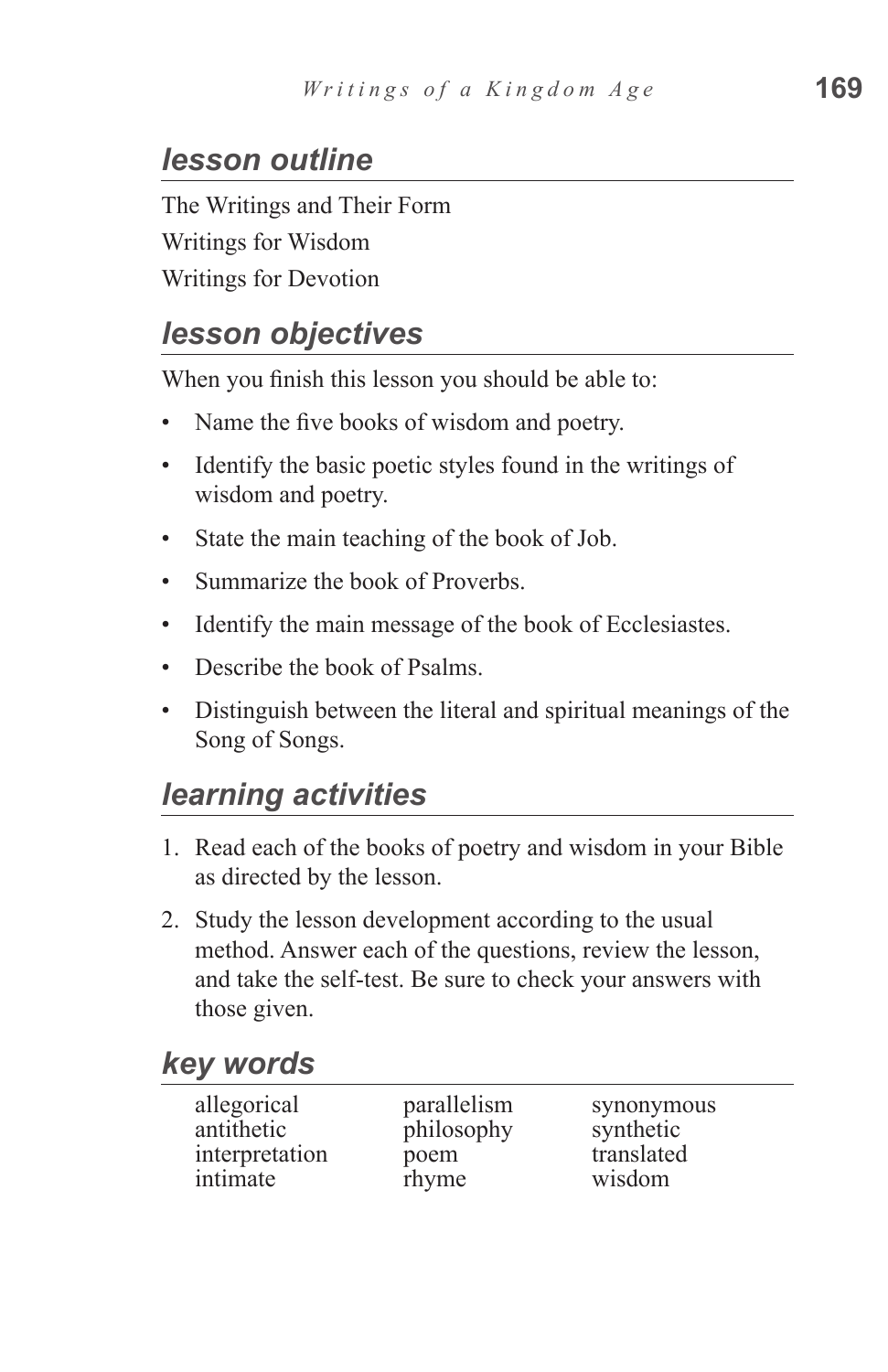## *lesson outline*

The Writings and Their Form

Writings for Wisdom

Writings for Devotion

## *lesson objectives*

When you finish this lesson you should be able to:

- Name the five books of wisdom and poetry.
- Identify the basic poetic styles found in the writings of wisdom and poetry.
- State the main teaching of the book of Job.
- Summarize the book of Proverbs.
- Identify the main message of the book of Ecclesiastes.
- Describe the book of Psalms.
- Distinguish between the literal and spiritual meanings of the Song of Songs.

## *learning activities*

1. Read each of the books of poetry and wisdom in your Bible as directed by the lesson.
2. Study the lesson development according to the usual method. Answer each of the questions, review the lesson, and take the self-test. Be sure to check your answers with those given.

## *key words*

| | | |
|---|---|---|
| allegorical | parallelism | synonymous |
| antithetic | philosophy | synthetic |
| interpretation | poem | translated |
| intimate | rhyme | wisdom |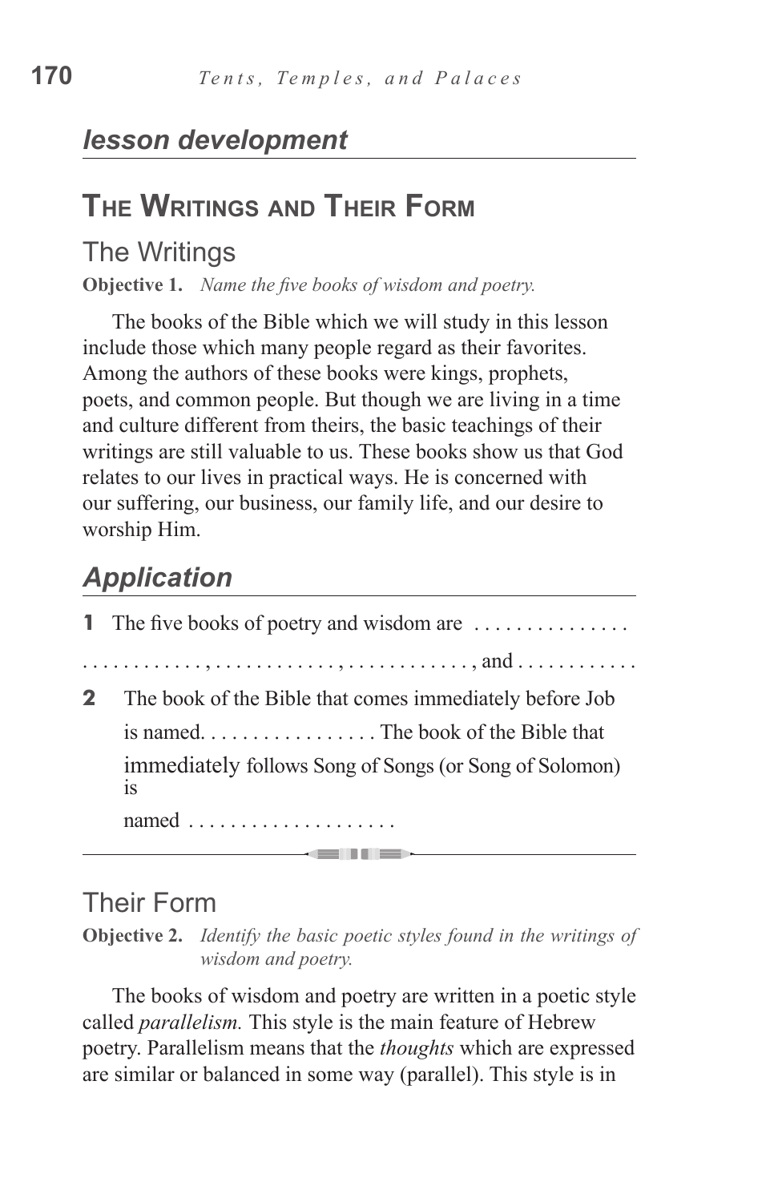## *lesson development*

# THE WRITINGS AND THEIR FORM

## The Writings

**Objective 1.** *Name the five books of wisdom and poetry.*

The books of the Bible which we will study in this lesson include those which many people regard as their favorites. Among the authors of these books were kings, prophets, poets, and common people. But though we are living in a time and culture different from theirs, the basic teachings of their writings are still valuable to us. These books show us that God relates to our lives in practical ways. He is concerned with our suffering, our business, our family life, and our desire to worship Him.

## *Application*

**1** The five books of poetry and wisdom are . . . . . . . . . . . . . . . . . . . . . . . . . . . . . . . . . , . . . . . . . . . . . . . . . . . . . . . . , . . . . . . . . . . . . . . . . . . . . . . . . , and . . . . . . . . . . . .

**2** The book of the Bible that comes immediately before Job is named. . . . . . . . . . . . . . . . . . The book of the Bible that immediately follows Song of Songs (or Song of Solomon) is named . . . . . . . . . . . . . . . . . . . .

---

## Their Form

**Objective 2.** *Identify the basic poetic styles found in the writings of wisdom and poetry.*

The books of wisdom and poetry are written in a poetic style called *parallelism.* This style is the main feature of Hebrew poetry. Parallelism means that the *thoughts* which are expressed are similar or balanced in some way (parallel). This style is in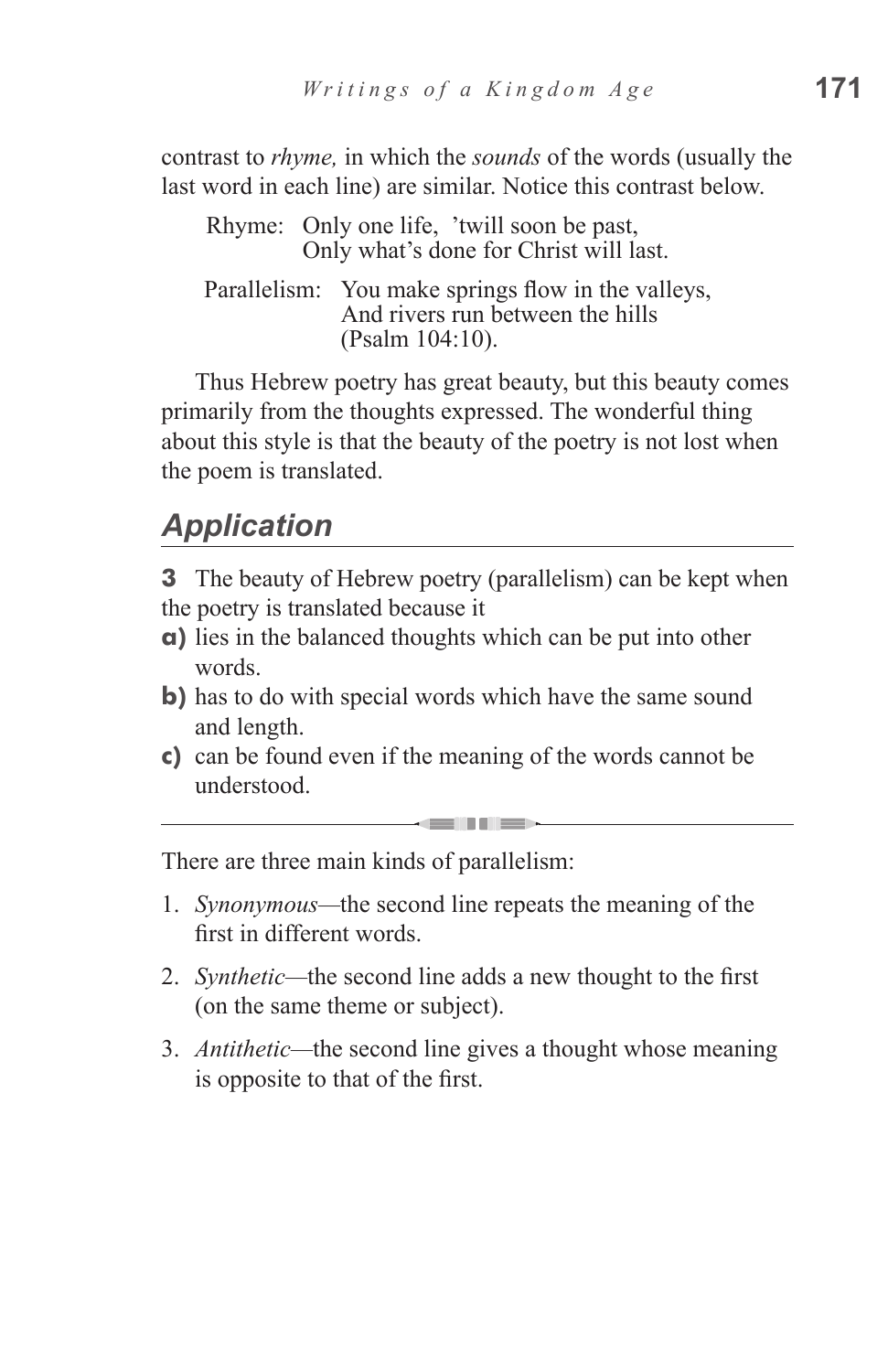contrast to *rhyme,* in which the *sounds* of the words (usually the last word in each line) are similar. Notice this contrast below.

Rhyme: Only one life, 'twill soon be past,
Only what's done for Christ will last.

Parallelism: You make springs flow in the valleys,
And rivers run between the hills
(Psalm 104:10).

Thus Hebrew poetry has great beauty, but this beauty comes primarily from the thoughts expressed. The wonderful thing about this style is that the beauty of the poetry is not lost when the poem is translated.

## *Application*

**3** The beauty of Hebrew poetry (parallelism) can be kept when the poetry is translated because it

**a)** lies in the balanced thoughts which can be put into other words.
**b)** has to do with special words which have the same sound and length.
**c)** can be found even if the meaning of the words cannot be understood.

---

There are three main kinds of parallelism:

1. *Synonymous*—the second line repeats the meaning of the first in different words.
2. *Synthetic*—the second line adds a new thought to the first (on the same theme or subject).
3. *Antithetic*—the second line gives a thought whose meaning is opposite to that of the first.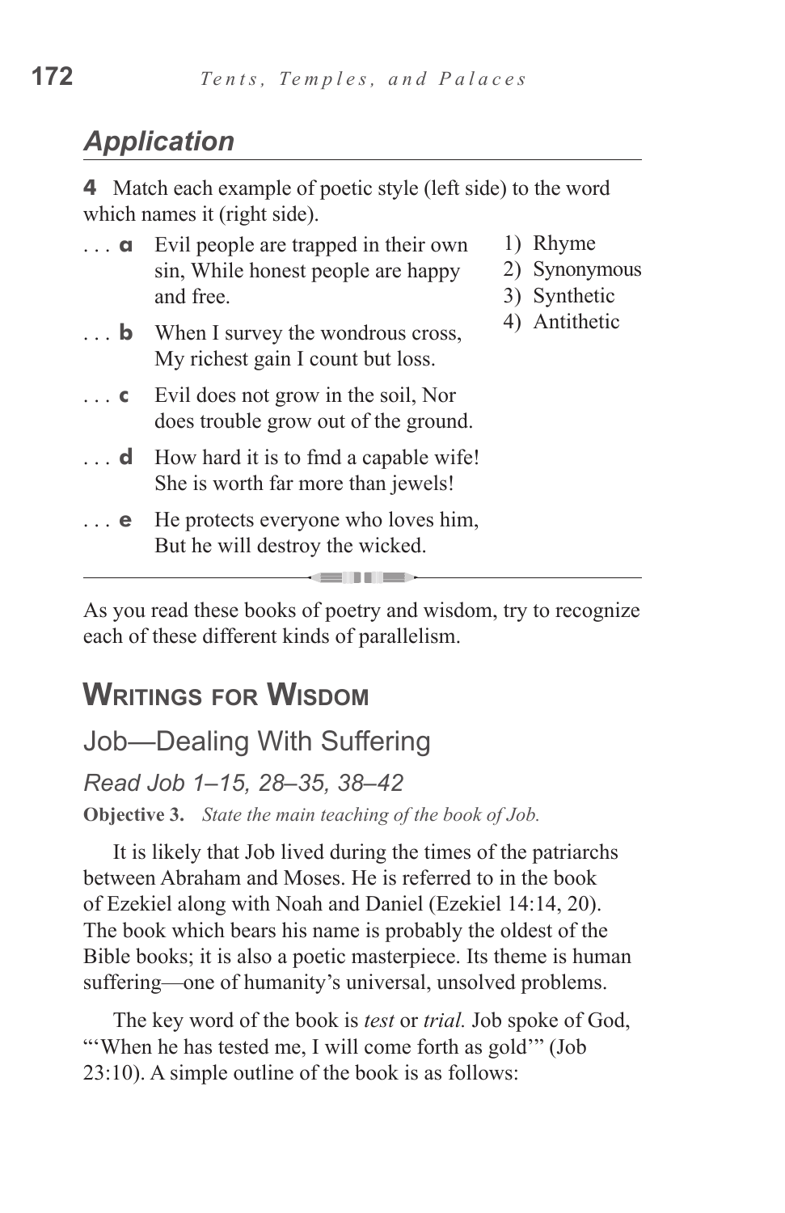## *Application*

**4** Match each example of poetic style (left side) to the word which names it (right side).

. . . **a** Evil people are trapped in their own sin, While honest people are happy and free.

. . . **b** When I survey the wondrous cross, My richest gain I count but loss.

. . . **c** Evil does not grow in the soil, Nor does trouble grow out of the ground.

. . . **d** How hard it is to fmd a capable wife! She is worth far more than jewels!

. . . **e** He protects everyone who loves him, But he will destroy the wicked.

1) Rhyme
2) Synonymous
3) Synthetic
4) Antithetic

---

As you read these books of poetry and wisdom, try to recognize each of these different kinds of parallelism.

## WRITINGS FOR WISDOM

### Job—Dealing With Suffering

#### *Read Job 1–15, 28–35, 38–42*

**Objective 3.** *State the main teaching of the book of Job.*

It is likely that Job lived during the times of the patriarchs between Abraham and Moses. He is referred to in the book of Ezekiel along with Noah and Daniel (Ezekiel 14:14, 20). The book which bears his name is probably the oldest of the Bible books; it is also a poetic masterpiece. Its theme is human suffering—one of humanity's universal, unsolved problems.

The key word of the book is *test* or *trial.* Job spoke of God, "'When he has tested me, I will come forth as gold'" (Job 23:10). A simple outline of the book is as follows: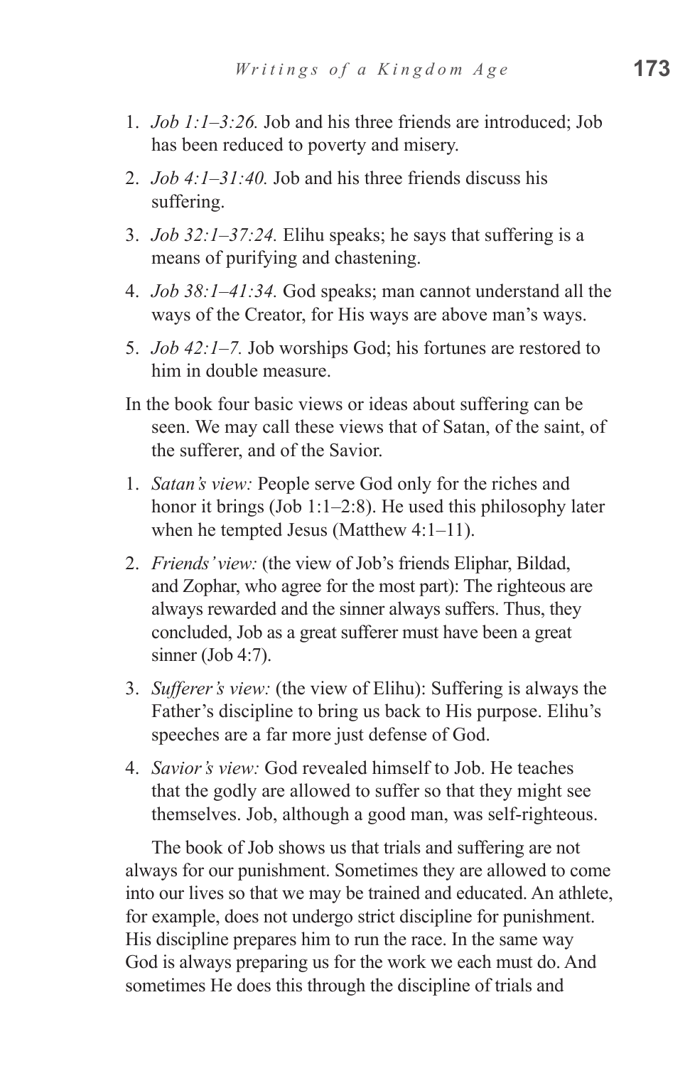1. *Job 1:1–3:26.* Job and his three friends are introduced; Job has been reduced to poverty and misery.
2. *Job 4:1–31:40.* Job and his three friends discuss his suffering.
3. *Job 32:1–37:24.* Elihu speaks; he says that suffering is a means of purifying and chastening.
4. *Job 38:1–41:34.* God speaks; man cannot understand all the ways of the Creator, for His ways are above man's ways.
5. *Job 42:1–7.* Job worships God; his fortunes are restored to him in double measure.

In the book four basic views or ideas about suffering can be seen. We may call these views that of Satan, of the saint, of the sufferer, and of the Savior.

1. *Satan's view:* People serve God only for the riches and honor it brings (Job 1:1–2:8). He used this philosophy later when he tempted Jesus (Matthew 4:1–11).
2. *Friends' view:* (the view of Job's friends Eliphar, Bildad, and Zophar, who agree for the most part): The righteous are always rewarded and the sinner always suffers. Thus, they concluded, Job as a great sufferer must have been a great sinner (Job 4:7).
3. *Sufferer's view:* (the view of Elihu): Suffering is always the Father's discipline to bring us back to His purpose. Elihu's speeches are a far more just defense of God.
4. *Savior's view:* God revealed himself to Job. He teaches that the godly are allowed to suffer so that they might see themselves. Job, although a good man, was self-righteous.

The book of Job shows us that trials and suffering are not always for our punishment. Sometimes they are allowed to come into our lives so that we may be trained and educated. An athlete, for example, does not undergo strict discipline for punishment. His discipline prepares him to run the race. In the same way God is always preparing us for the work we each must do. And sometimes He does this through the discipline of trials and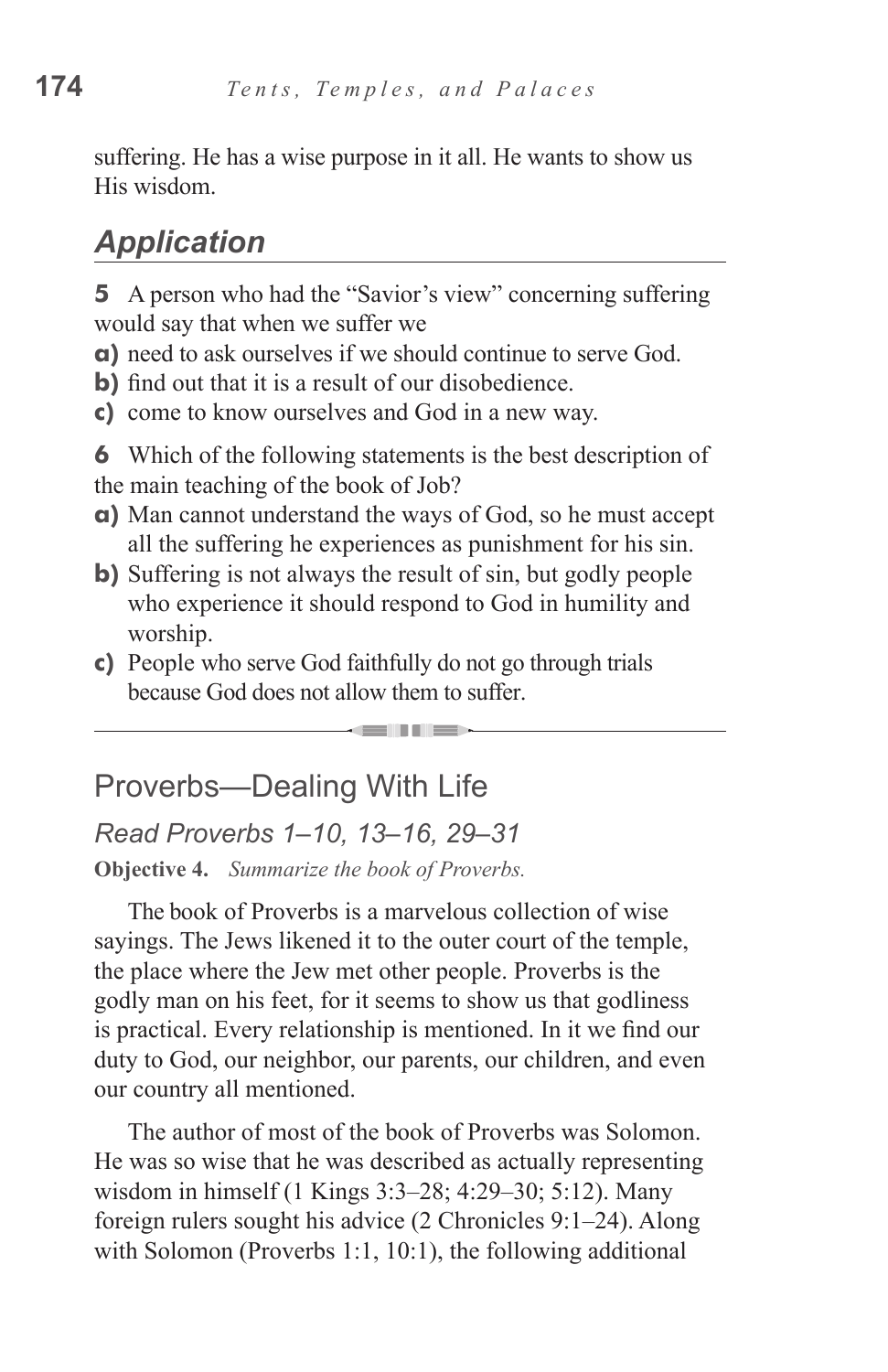suffering. He has a wise purpose in it all. He wants to show us His wisdom.

## *Application*

**5** A person who had the "Savior's view" concerning suffering would say that when we suffer we

**a)** need to ask ourselves if we should continue to serve God.
**b)** find out that it is a result of our disobedience.
**c)** come to know ourselves and God in a new way.

**6** Which of the following statements is the best description of the main teaching of the book of Job?

**a)** Man cannot understand the ways of God, so he must accept all the suffering he experiences as punishment for his sin.
**b)** Suffering is not always the result of sin, but godly people who experience it should respond to God in humility and worship.
**c)** People who serve God faithfully do not go through trials because God does not allow them to suffer.

---

## Proverbs—Dealing With Life

### *Read Proverbs 1–10, 13–16, 29–31*

**Objective 4.** *Summarize the book of Proverbs.*

The book of Proverbs is a marvelous collection of wise sayings. The Jews likened it to the outer court of the temple, the place where the Jew met other people. Proverbs is the godly man on his feet, for it seems to show us that godliness is practical. Every relationship is mentioned. In it we find our duty to God, our neighbor, our parents, our children, and even our country all mentioned.

The author of most of the book of Proverbs was Solomon. He was so wise that he was described as actually representing wisdom in himself (1 Kings 3:3–28; 4:29–30; 5:12). Many foreign rulers sought his advice (2 Chronicles 9:1–24). Along with Solomon (Proverbs 1:1, 10:1), the following additional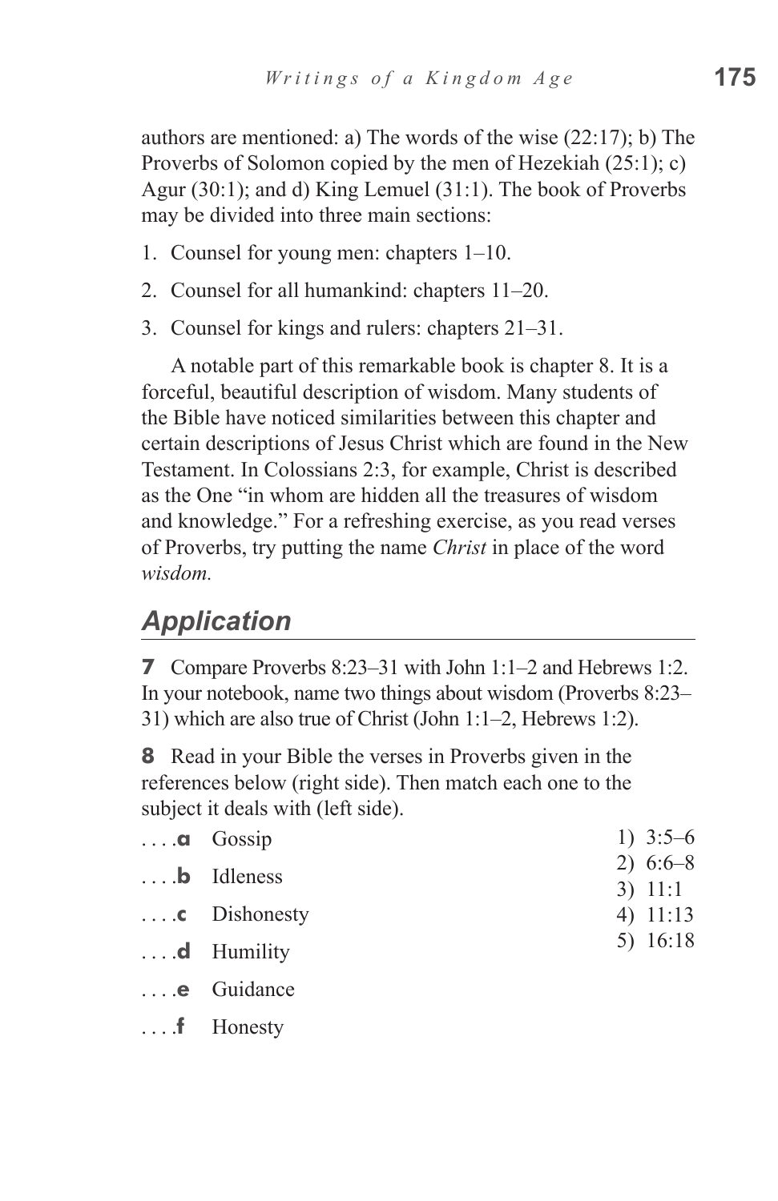authors are mentioned: a) The words of the wise (22:17); b) The Proverbs of Solomon copied by the men of Hezekiah (25:1); c) Agur (30:1); and d) King Lemuel (31:1). The book of Proverbs may be divided into three main sections:

1. Counsel for young men: chapters 1–10.
2. Counsel for all humankind: chapters 11–20.
3. Counsel for kings and rulers: chapters 21–31.

A notable part of this remarkable book is chapter 8. It is a forceful, beautiful description of wisdom. Many students of the Bible have noticed similarities between this chapter and certain descriptions of Jesus Christ which are found in the New Testament. In Colossians 2:3, for example, Christ is described as the One "in whom are hidden all the treasures of wisdom and knowledge." For a refreshing exercise, as you read verses of Proverbs, try putting the name *Christ* in place of the word *wisdom.*

## Application

**7** Compare Proverbs 8:23–31 with John 1:1–2 and Hebrews 1:2. In your notebook, name two things about wisdom (Proverbs 8:23–31) which are also true of Christ (John 1:1–2, Hebrews 1:2).

**8** Read in your Bible the verses in Proverbs given in the references below (right side). Then match each one to the subject it deals with (left side).

| | |
|---|---|
| . . . . **a** Gossip | 1) 3:5–6 |
| . . . . **b** Idleness | 2) 6:6–8 |
| . . . . **c** Dishonesty | 3) 11:1 |
| . . . . **d** Humility | 4) 11:13 |
| . . . . **e** Guidance | 5) 16:18 |
| . . . . **f** Honesty | |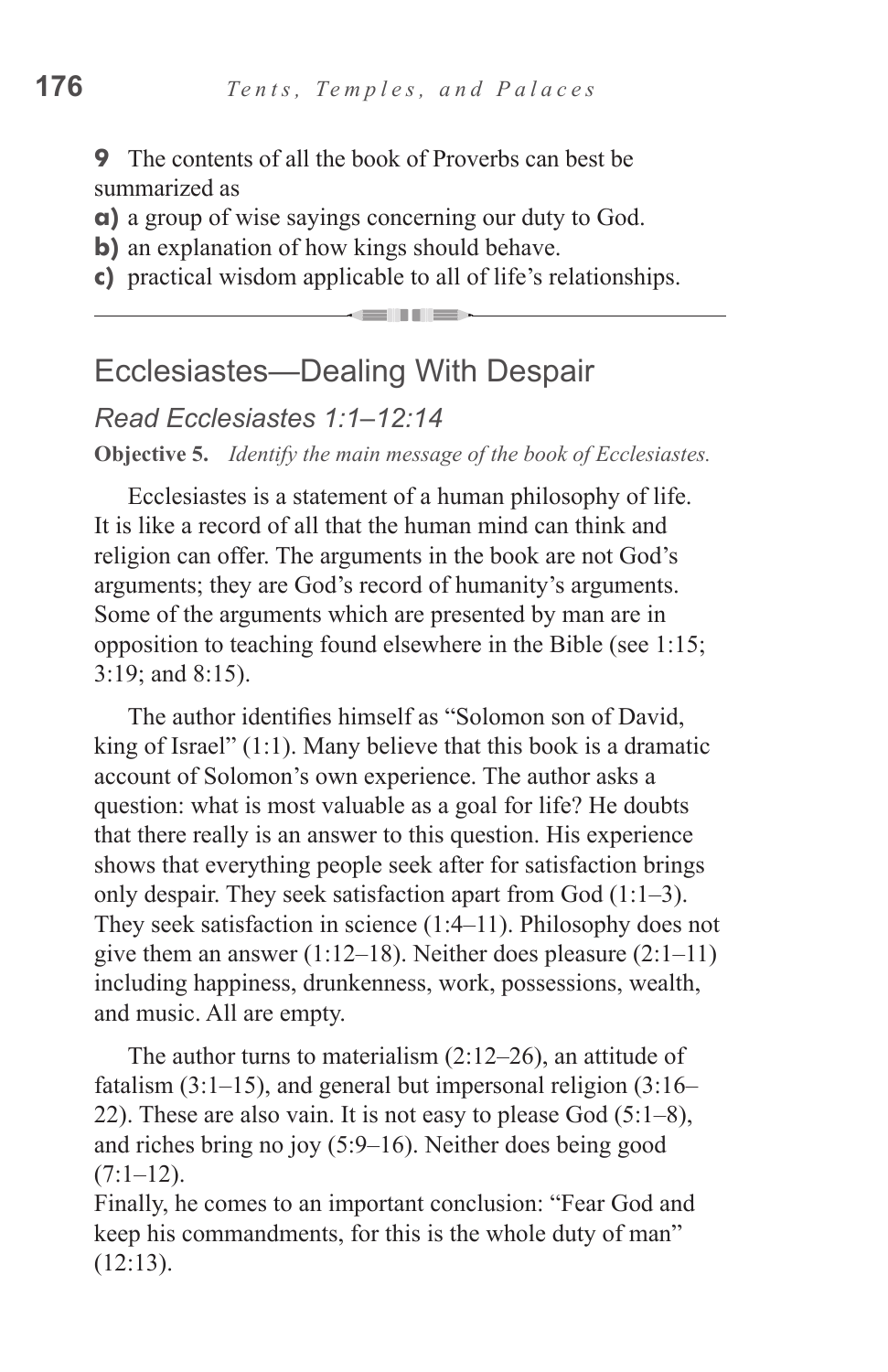**9** The contents of all the book of Proverbs can best be summarized as

**a)** a group of wise sayings concerning our duty to God.
**b)** an explanation of how kings should behave.
**c)** practical wisdom applicable to all of life's relationships.

---

## Ecclesiastes—Dealing With Despair

### *Read Ecclesiastes 1:1–12:14*

**Objective 5.** *Identify the main message of the book of Ecclesiastes.*

Ecclesiastes is a statement of a human philosophy of life. It is like a record of all that the human mind can think and religion can offer. The arguments in the book are not God's arguments; they are God's record of humanity's arguments. Some of the arguments which are presented by man are in opposition to teaching found elsewhere in the Bible (see 1:15; 3:19; and 8:15).

The author identifies himself as "Solomon son of David, king of Israel" (1:1). Many believe that this book is a dramatic account of Solomon's own experience. The author asks a question: what is most valuable as a goal for life? He doubts that there really is an answer to this question. His experience shows that everything people seek after for satisfaction brings only despair. They seek satisfaction apart from God (1:1–3). They seek satisfaction in science (1:4–11). Philosophy does not give them an answer (1:12–18). Neither does pleasure (2:1–11) including happiness, drunkenness, work, possessions, wealth, and music. All are empty.

The author turns to materialism (2:12–26), an attitude of fatalism (3:1–15), and general but impersonal religion (3:16–22). These are also vain. It is not easy to please God (5:1–8), and riches bring no joy (5:9–16). Neither does being good (7:1–12).

Finally, he comes to an important conclusion: "Fear God and keep his commandments, for this is the whole duty of man" (12:13).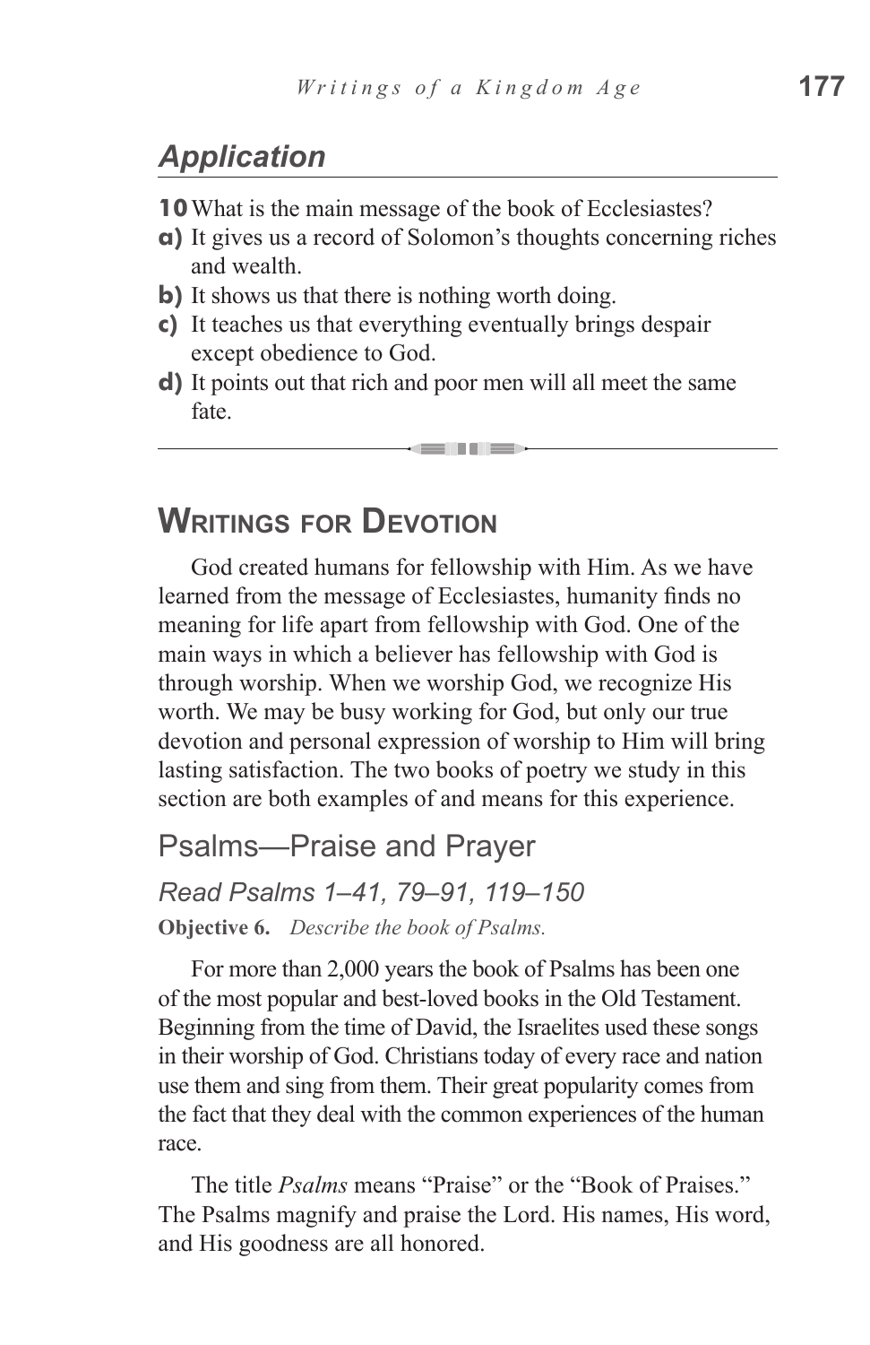## *Application*

**10** What is the main message of the book of Ecclesiastes?

**a)** It gives us a record of Solomon's thoughts concerning riches and wealth.

**b)** It shows us that there is nothing worth doing.

**c)** It teaches us that everything eventually brings despair except obedience to God.

**d)** It points out that rich and poor men will all meet the same fate.

---

## WRITINGS FOR DEVOTION

God created humans for fellowship with Him. As we have learned from the message of Ecclesiastes, humanity finds no meaning for life apart from fellowship with God. One of the main ways in which a believer has fellowship with God is through worship. When we worship God, we recognize His worth. We may be busy working for God, but only our true devotion and personal expression of worship to Him will bring lasting satisfaction. The two books of poetry we study in this section are both examples of and means for this experience.

### Psalms—Praise and Prayer

#### *Read Psalms 1–41, 79–91, 119–150*

**Objective 6.** *Describe the book of Psalms.*

For more than 2,000 years the book of Psalms has been one of the most popular and best-loved books in the Old Testament. Beginning from the time of David, the Israelites used these songs in their worship of God. Christians today of every race and nation use them and sing from them. Their great popularity comes from the fact that they deal with the common experiences of the human race.

The title *Psalms* means "Praise" or the "Book of Praises." The Psalms magnify and praise the Lord. His names, His word, and His goodness are all honored.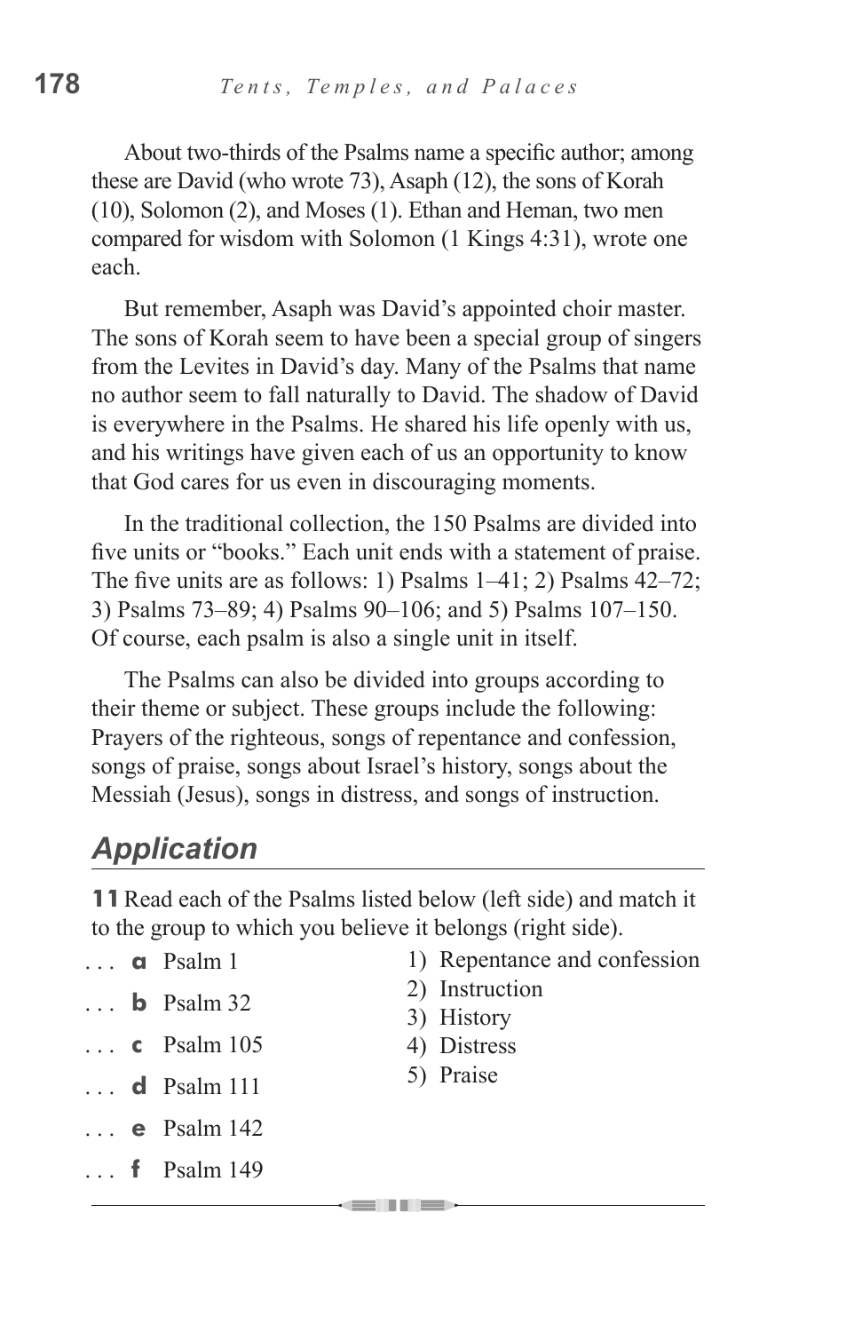About two-thirds of the Psalms name a specific author; among these are David (who wrote 73), Asaph (12), the sons of Korah (10), Solomon (2), and Moses (1). Ethan and Heman, two men compared for wisdom with Solomon (1 Kings 4:31), wrote one each.

But remember, Asaph was David's appointed choir master. The sons of Korah seem to have been a special group of singers from the Levites in David's day. Many of the Psalms that name no author seem to fall naturally to David. The shadow of David is everywhere in the Psalms. He shared his life openly with us, and his writings have given each of us an opportunity to know that God cares for us even in discouraging moments.

In the traditional collection, the 150 Psalms are divided into five units or "books." Each unit ends with a statement of praise. The five units are as follows: 1) Psalms 1–41; 2) Psalms 42–72; 3) Psalms 73–89; 4) Psalms 90–106; and 5) Psalms 107–150. Of course, each psalm is also a single unit in itself.

The Psalms can also be divided into groups according to their theme or subject. These groups include the following: Prayers of the righteous, songs of repentance and confession, songs of praise, songs about Israel's history, songs about the Messiah (Jesus), songs in distress, and songs of instruction.

## *Application*

**11** Read each of the Psalms listed below (left side) and match it to the group to which you believe it belongs (right side).

. . . **a** Psalm 1
. . . **b** Psalm 32
. . . **c** Psalm 105
. . . **d** Psalm 111
. . . **e** Psalm 142
. . . **f** Psalm 149

1) Repentance and confession
2) Instruction
3) History
4) Distress
5) Praise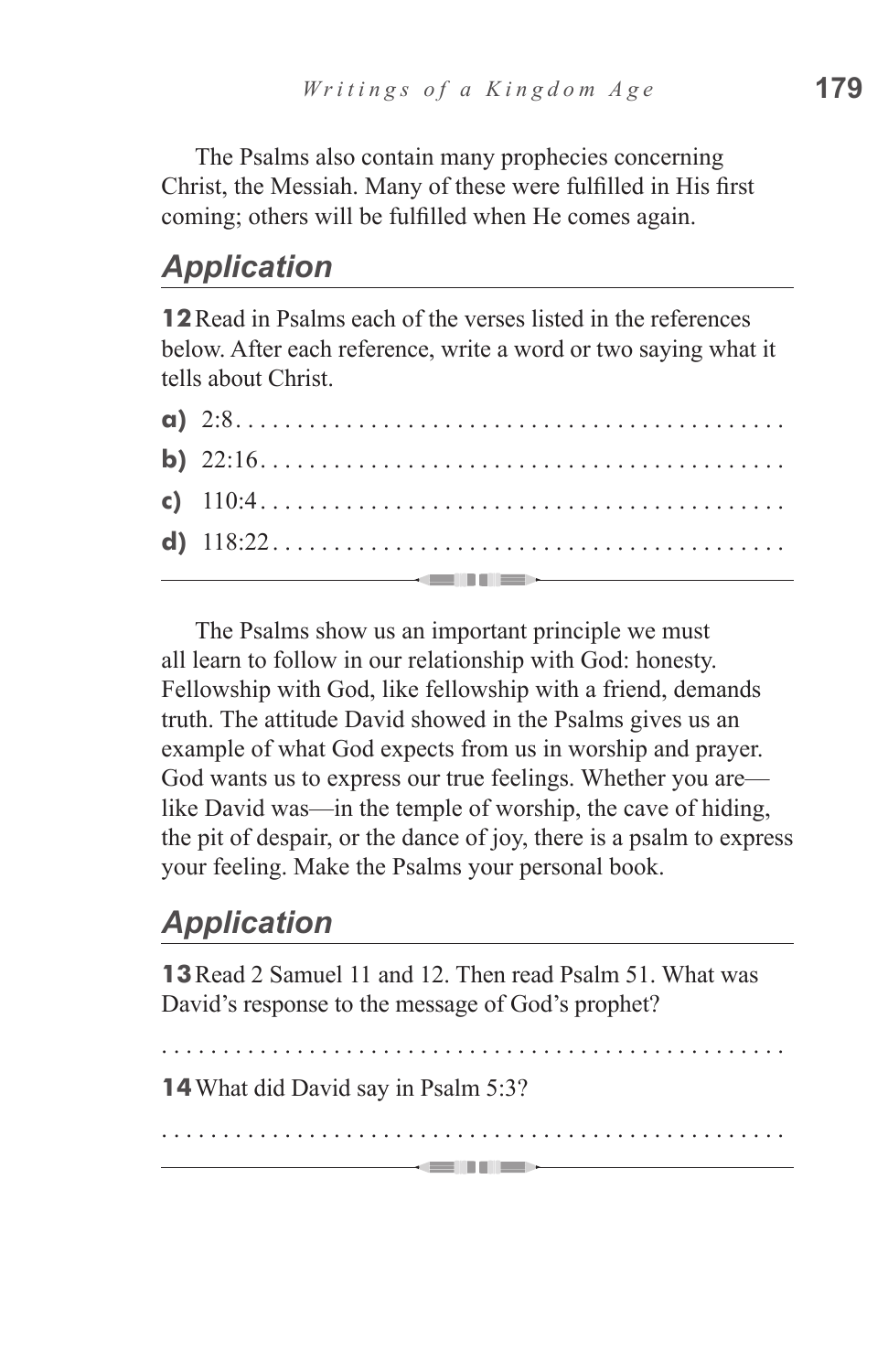The Psalms also contain many prophecies concerning Christ, the Messiah. Many of these were fulfilled in His first coming; others will be fulfilled when He comes again.

## Application

**12** Read in Psalms each of the verses listed in the references below. After each reference, write a word or two saying what it tells about Christ.

**a)** 2:8. . . . . . . . . . . . . . . . . . . . . . . . . . . . . . . . . . . . . . . . . . . . .

**b)** 22:16. . . . . . . . . . . . . . . . . . . . . . . . . . . . . . . . . . . . . . . . . . .

**c)** 110:4. . . . . . . . . . . . . . . . . . . . . . . . . . . . . . . . . . . . . . . . . . .

**d)** 118:22. . . . . . . . . . . . . . . . . . . . . . . . . . . . . . . . . . . . . . . . . .

---

The Psalms show us an important principle we must all learn to follow in our relationship with God: honesty. Fellowship with God, like fellowship with a friend, demands truth. The attitude David showed in the Psalms gives us an example of what God expects from us in worship and prayer. God wants us to express our true feelings. Whether you are—like David was—in the temple of worship, the cave of hiding, the pit of despair, or the dance of joy, there is a psalm to express your feeling. Make the Psalms your personal book.

## Application

**13** Read 2 Samuel 11 and 12. Then read Psalm 51. What was David's response to the message of God's prophet?

. . . . . . . . . . . . . . . . . . . . . . . . . . . . . . . . . . . . . . . . . . . . . . . . . . .

**14** What did David say in Psalm 5:3?

. . . . . . . . . . . . . . . . . . . . . . . . . . . . . . . . . . . . . . . . . . . . . . . . . . .

---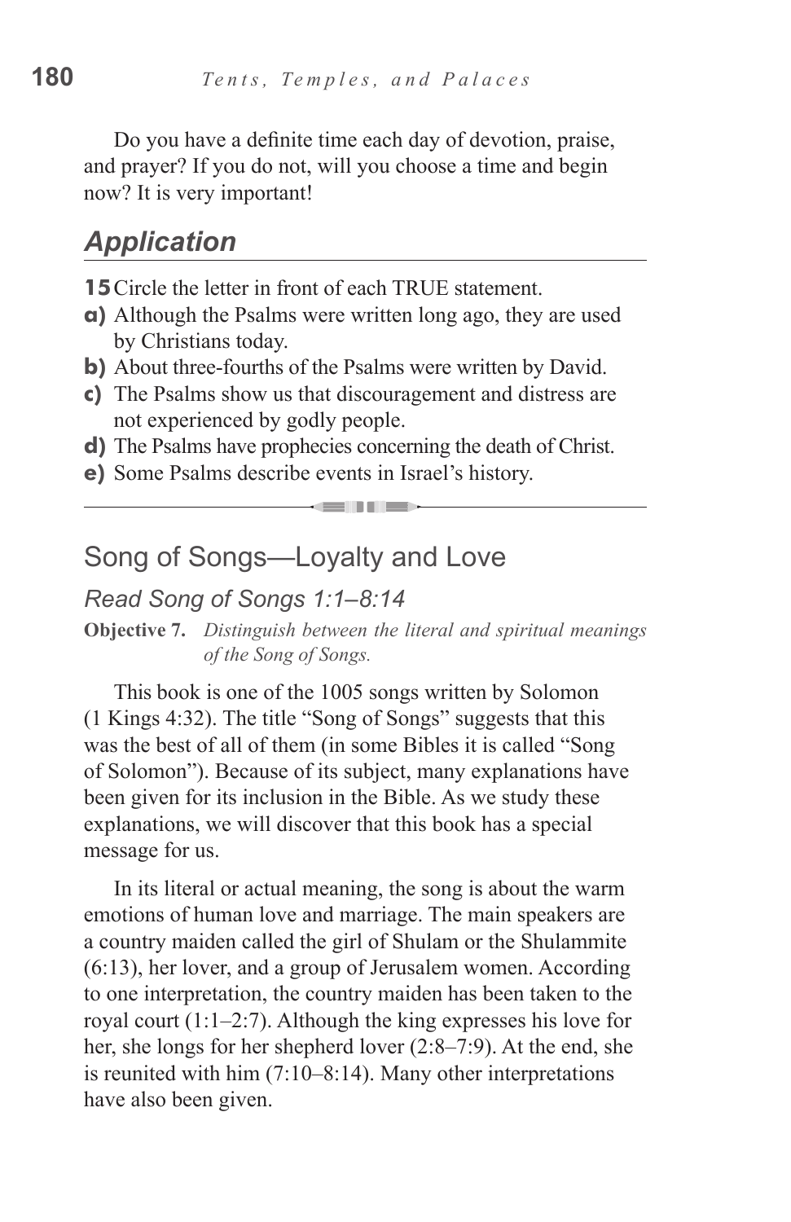Do you have a definite time each day of devotion, praise, and prayer? If you do not, will you choose a time and begin now? It is very important!

## *Application*

**15** Circle the letter in front of each TRUE statement.

**a)** Although the Psalms were written long ago, they are used by Christians today.

**b)** About three-fourths of the Psalms were written by David.

**c)** The Psalms show us that discouragement and distress are not experienced by godly people.

**d)** The Psalms have prophecies concerning the death of Christ.

**e)** Some Psalms describe events in Israel's history.

---

## Song of Songs—Loyalty and Love

### *Read Song of Songs 1:1–8:14*

**Objective 7.** *Distinguish between the literal and spiritual meanings of the Song of Songs.*

This book is one of the 1005 songs written by Solomon (1 Kings 4:32). The title "Song of Songs" suggests that this was the best of all of them (in some Bibles it is called "Song of Solomon"). Because of its subject, many explanations have been given for its inclusion in the Bible. As we study these explanations, we will discover that this book has a special message for us.

In its literal or actual meaning, the song is about the warm emotions of human love and marriage. The main speakers are a country maiden called the girl of Shulam or the Shulammite (6:13), her lover, and a group of Jerusalem women. According to one interpretation, the country maiden has been taken to the royal court (1:1–2:7). Although the king expresses his love for her, she longs for her shepherd lover (2:8–7:9). At the end, she is reunited with him (7:10–8:14). Many other interpretations have also been given.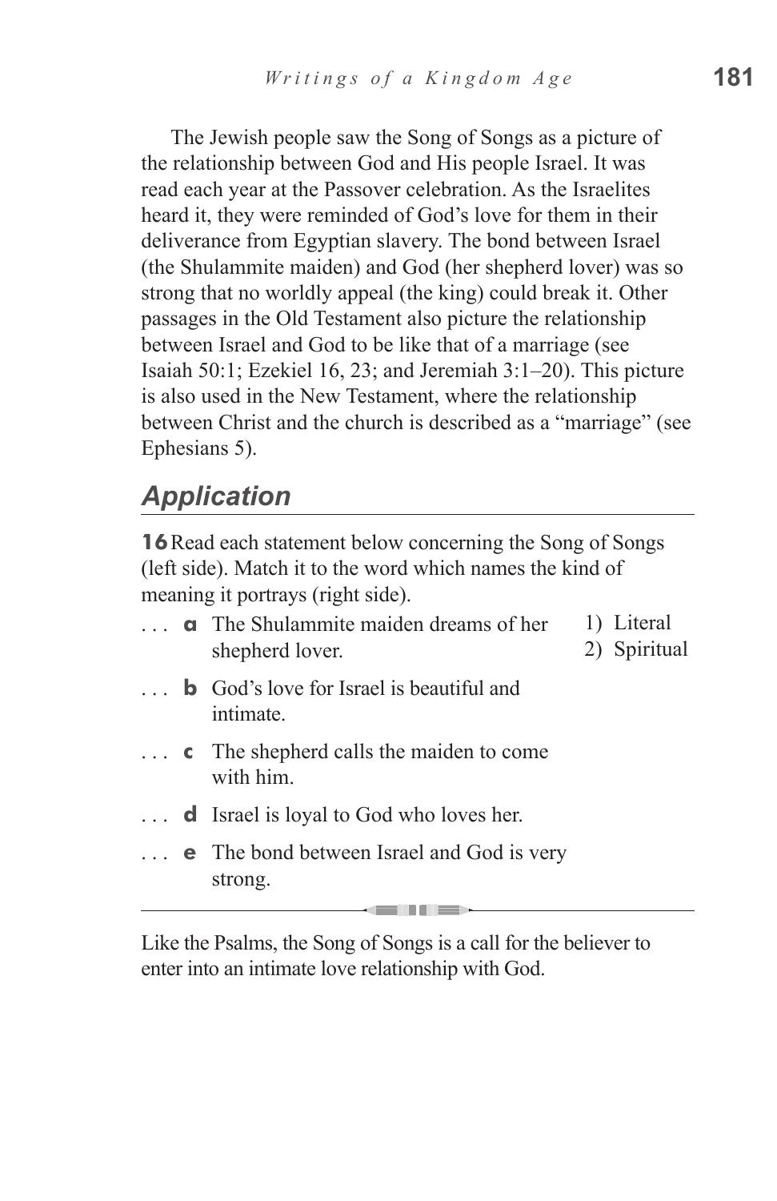The Jewish people saw the Song of Songs as a picture of the relationship between God and His people Israel. It was read each year at the Passover celebration. As the Israelites heard it, they were reminded of God's love for them in their deliverance from Egyptian slavery. The bond between Israel (the Shulammite maiden) and God (her shepherd lover) was so strong that no worldly appeal (the king) could break it. Other passages in the Old Testament also picture the relationship between Israel and God to be like that of a marriage (see Isaiah 50:1; Ezekiel 16, 23; and Jeremiah 3:1–20). This picture is also used in the New Testament, where the relationship between Christ and the church is described as a "marriage" (see Ephesians 5).

## Application

**16** Read each statement below concerning the Song of Songs (left side). Match it to the word which names the kind of meaning it portrays (right side).

. . . **a** The Shulammite maiden dreams of her shepherd lover.

. . . **b** God's love for Israel is beautiful and intimate.

. . . **c** The shepherd calls the maiden to come with him.

. . . **d** Israel is loyal to God who loves her.

. . . **e** The bond between Israel and God is very strong.

1) Literal
2) Spiritual

---

Like the Psalms, the Song of Songs is a call for the believer to enter into an intimate love relationship with God.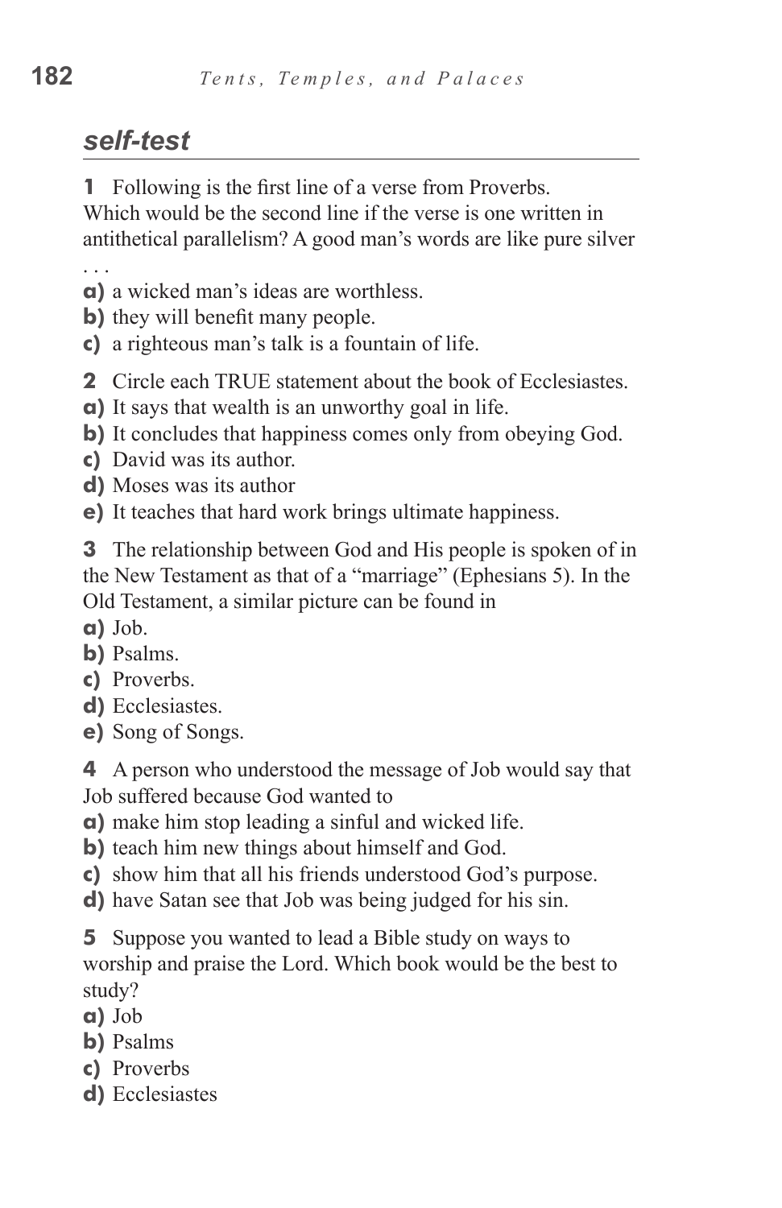## *self-test*

**1** Following is the first line of a verse from Proverbs. Which would be the second line if the verse is one written in antithetical parallelism? A good man's words are like pure silver . . .

**a)** a wicked man's ideas are worthless.
**b)** they will benefit many people.
**c)** a righteous man's talk is a fountain of life.

**2** Circle each TRUE statement about the book of Ecclesiastes.

**a)** It says that wealth is an unworthy goal in life.
**b)** It concludes that happiness comes only from obeying God.
**c)** David was its author.
**d)** Moses was its author
**e)** It teaches that hard work brings ultimate happiness.

**3** The relationship between God and His people is spoken of in the New Testament as that of a "marriage" (Ephesians 5). In the Old Testament, a similar picture can be found in

**a)** Job.
**b)** Psalms.
**c)** Proverbs.
**d)** Ecclesiastes.
**e)** Song of Songs.

**4** A person who understood the message of Job would say that Job suffered because God wanted to

**a)** make him stop leading a sinful and wicked life.
**b)** teach him new things about himself and God.
**c)** show him that all his friends understood God's purpose.
**d)** have Satan see that Job was being judged for his sin.

**5** Suppose you wanted to lead a Bible study on ways to worship and praise the Lord. Which book would be the best to study?

**a)** Job
**b)** Psalms
**c)** Proverbs
**d)** Ecclesiastes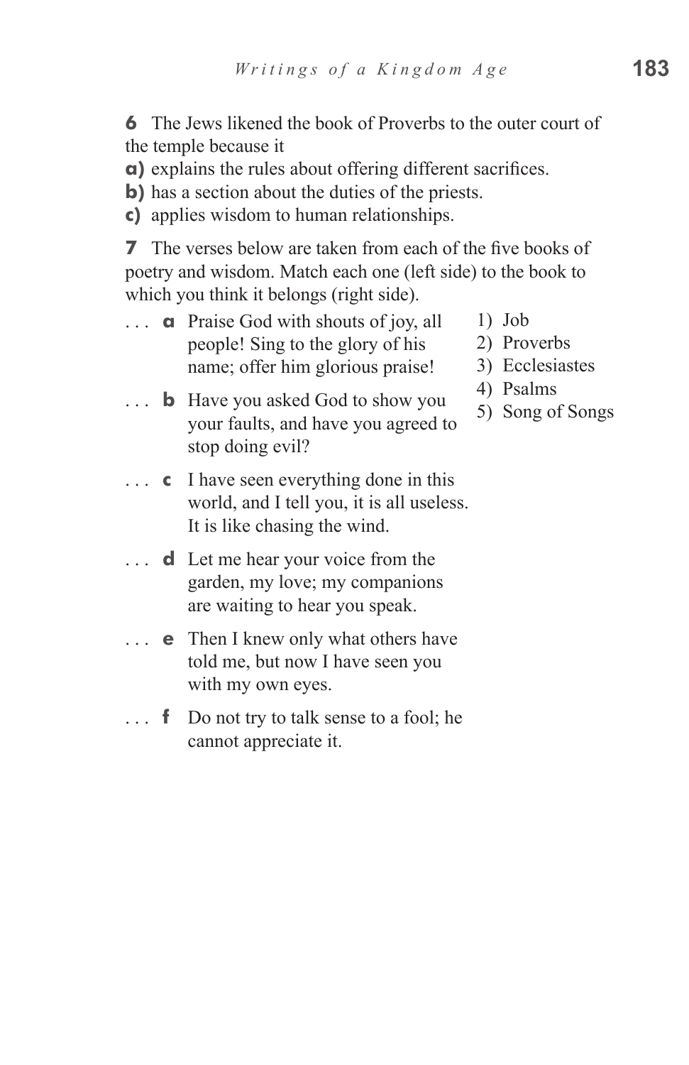**6** The Jews likened the book of Proverbs to the outer court of the temple because it

**a)** explains the rules about offering different sacrifices.
**b)** has a section about the duties of the priests.
**c)** applies wisdom to human relationships.

**7** The verses below are taken from each of the five books of poetry and wisdom. Match each one (left side) to the book to which you think it belongs (right side).

. . . **a** Praise God with shouts of joy, all people! Sing to the glory of his name; offer him glorious praise!

. . . **b** Have you asked God to show you your faults, and have you agreed to stop doing evil?

. . . **c** I have seen everything done in this world, and I tell you, it is all useless. It is like chasing the wind.

. . . **d** Let me hear your voice from the garden, my love; my companions are waiting to hear you speak.

. . . **e** Then I knew only what others have told me, but now I have seen you with my own eyes.

. . . **f** Do not try to talk sense to a fool; he cannot appreciate it.

1) Job
2) Proverbs
3) Ecclesiastes
4) Psalms
5) Song of Songs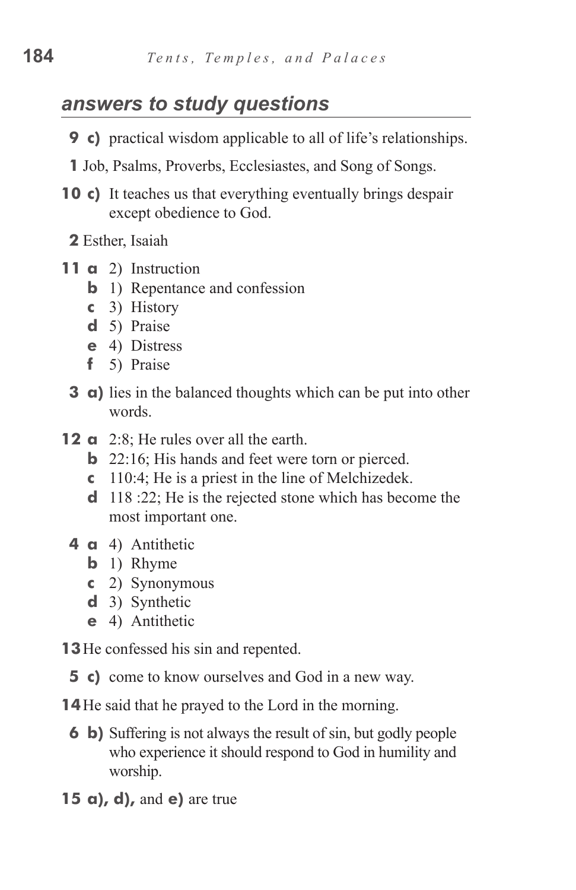## answers to study questions

**9 c)** practical wisdom applicable to all of life's relationships.

**1** Job, Psalms, Proverbs, Ecclesiastes, and Song of Songs.

**10 c)** It teaches us that everything eventually brings despair except obedience to God.

**2** Esther, Isaiah

**11 a** 2) Instruction
**b** 1) Repentance and confession
**c** 3) History
**d** 5) Praise
**e** 4) Distress
**f** 5) Praise

**3 a)** lies in the balanced thoughts which can be put into other words.

**12 a** 2:8; He rules over all the earth.
**b** 22:16; His hands and feet were torn or pierced.
**c** 110:4; He is a priest in the line of Melchizedek.
**d** 118 :22; He is the rejected stone which has become the most important one.

**4 a** 4) Antithetic
**b** 1) Rhyme
**c** 2) Synonymous
**d** 3) Synthetic
**e** 4) Antithetic

**13** He confessed his sin and repented.

**5 c)** come to know ourselves and God in a new way.

**14** He said that he prayed to the Lord in the morning.

**6 b)** Suffering is not always the result of sin, but godly people who experience it should respond to God in humility and worship.

**15 a), d),** and **e)** are true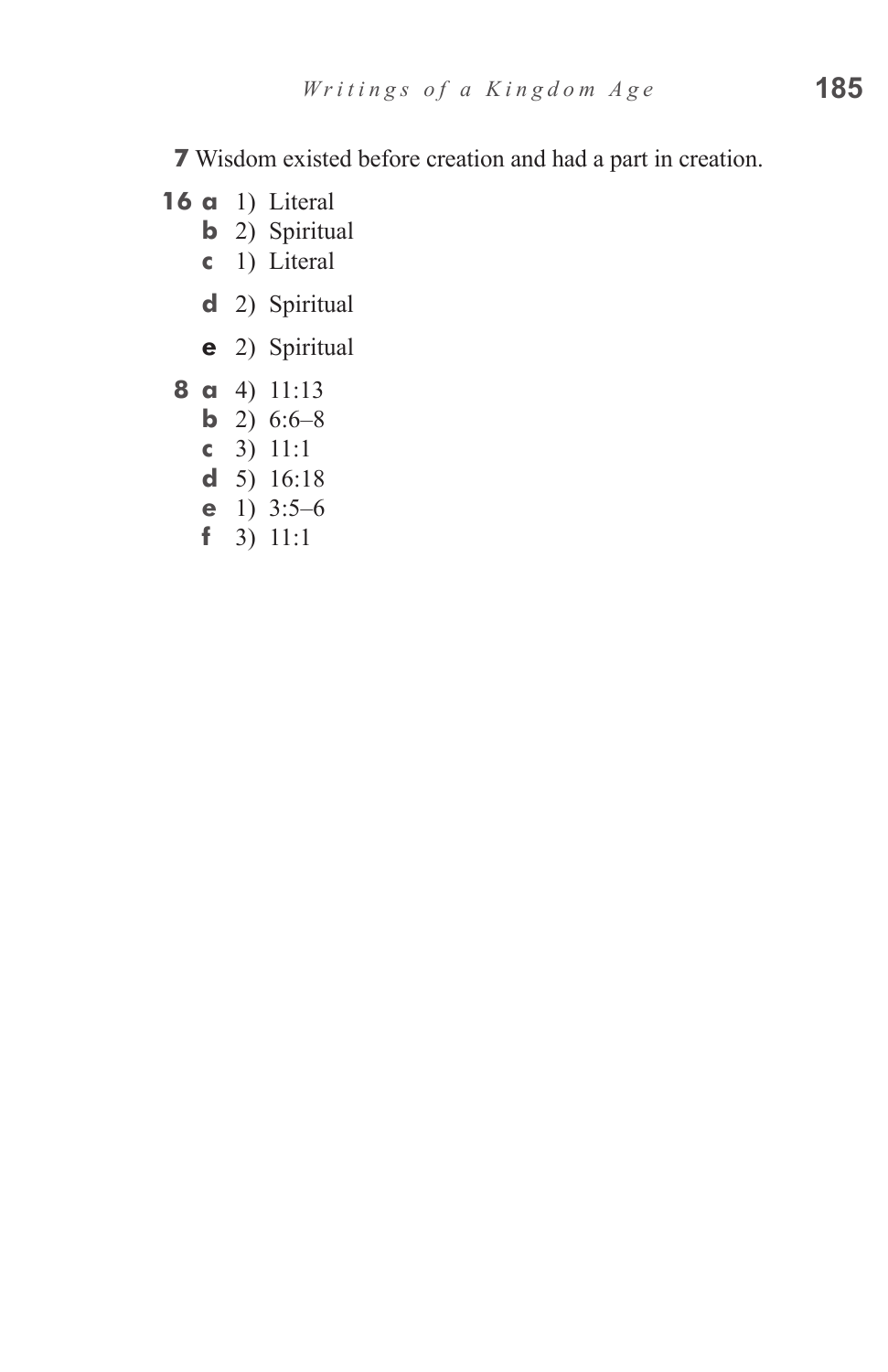**7** Wisdom existed before creation and had a part in creation.

**16 a** 1) Literal
**b** 2) Spiritual
**c** 1) Literal
**d** 2) Spiritual
**e** 2) Spiritual

**8 a** 4) 11:13
**b** 2) 6:6–8
**c** 3) 11:1
**d** 5) 16:18
**e** 1) 3:5–6
**f** 3) 11:1